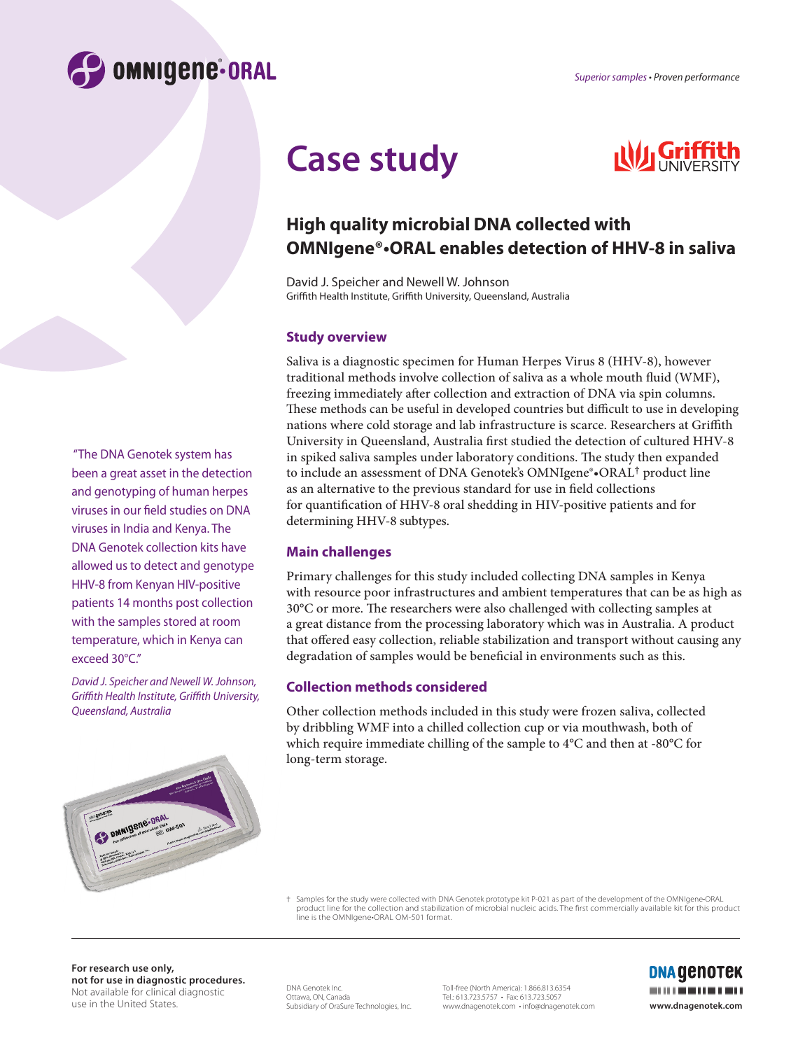OMNIgene®•ORAL

*Superior samples • Proven performance*

# Case study

## High quality microbial DNA collected with OMNIgene®•ORAL enables detection of HHV-8 in saliva

David J. Speicher and Newell W. Johnson
Griffith Health Institute, Griffith University, Queensland, Australia

### Study overview

Saliva is a diagnostic specimen for Human Herpes Virus 8 (HHV-8), however traditional methods involve collection of saliva as a whole mouth fluid (WMF), freezing immediately after collection and extraction of DNA via spin columns. These methods can be useful in developed countries but difficult to use in developing nations where cold storage and lab infrastructure is scarce. Researchers at Griffith University in Queensland, Australia first studied the detection of cultured HHV-8 in spiked saliva samples under laboratory conditions. The study then expanded to include an assessment of DNA Genotek's OMNIgene®•ORAL† product line as an alternative to the previous standard for use in field collections for quantification of HHV-8 oral shedding in HIV-positive patients and for determining HHV-8 subtypes.

### Main challenges

Primary challenges for this study included collecting DNA samples in Kenya with resource poor infrastructures and ambient temperatures that can be as high as 30°C or more. The researchers were also challenged with collecting samples at a great distance from the processing laboratory which was in Australia. A product that offered easy collection, reliable stabilization and transport without causing any degradation of samples would be beneficial in environments such as this.

### Collection methods considered

Other collection methods included in this study were frozen saliva, collected by dribbling WMF into a chilled collection cup or via mouthwash, both of which require immediate chilling of the sample to 4°C and then at -80°C for long-term storage.

"The DNA Genotek system has been a great asset in the detection and genotyping of human herpes viruses in our field studies on DNA viruses in India and Kenya. The DNA Genotek collection kits have allowed us to detect and genotype HHV-8 from Kenyan HIV-positive patients 14 months post collection with the samples stored at room temperature, which in Kenya can exceed 30°C."

*David J. Speicher and Newell W. Johnson, Griffith Health Institute, Griffith University, Queensland, Australia*

† Samples for the study were collected with DNA Genotek prototype kit P-021 as part of the development of the OMNIgene•ORAL product line for the collection and stabilization of microbial nucleic acids. The first commercially available kit for this product line is the OMNIgene•ORAL OM-501 format.

**For research use only, not for use in diagnostic procedures.** Not available for clinical diagnostic use in the United States.

DNA Genotek Inc.
Ottawa, ON, Canada
Subsidiary of OraSure Technologies, Inc.

Toll-free (North America): 1.866.813.6354
Tel.: 613.723.5757 • Fax: 613.723.5057
www.dnagenotek.com • info@dnagenotek.com

www.dnagenotek.com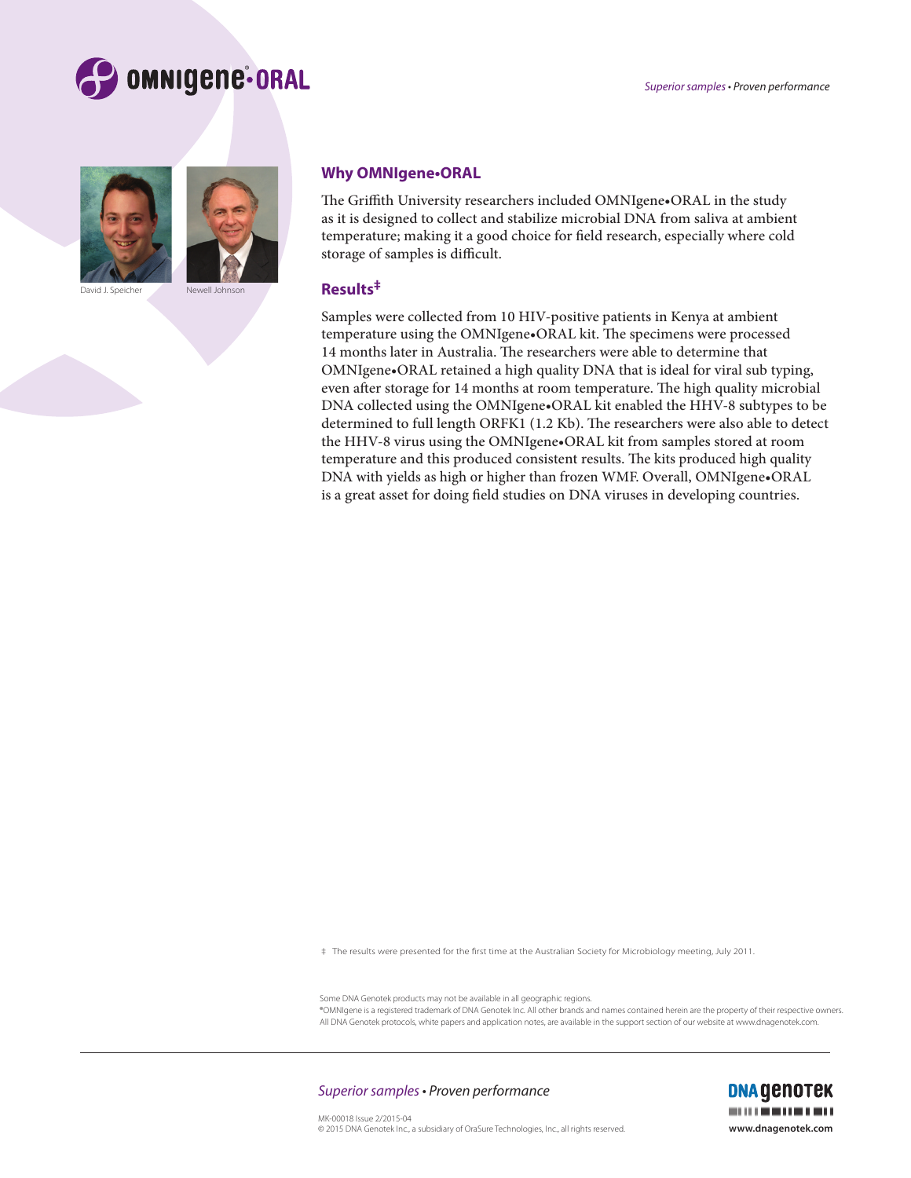David J. Speicher

Newell Johnson

## Why OMNIgene•ORAL

The Griffith University researchers included OMNIgene•ORAL in the study as it is designed to collect and stabilize microbial DNA from saliva at ambient temperature; making it a good choice for field research, especially where cold storage of samples is difficult.

## Results‡

Samples were collected from 10 HIV-positive patients in Kenya at ambient temperature using the OMNIgene•ORAL kit. The specimens were processed 14 months later in Australia. The researchers were able to determine that OMNIgene•ORAL retained a high quality DNA that is ideal for viral sub typing, even after storage for 14 months at room temperature. The high quality microbial DNA collected using the OMNIgene•ORAL kit enabled the HHV-8 subtypes to be determined to full length ORFK1 (1.2 Kb). The researchers were also able to detect the HHV-8 virus using the OMNIgene•ORAL kit from samples stored at room temperature and this produced consistent results. The kits produced high quality DNA with yields as high or higher than frozen WMF. Overall, OMNIgene•ORAL is a great asset for doing field studies on DNA viruses in developing countries.

‡ The results were presented for the first time at the Australian Society for Microbiology meeting, July 2011.

Some DNA Genotek products may not be available in all geographic regions.
®OMNIgene is a registered trademark of DNA Genotek Inc. All other brands and names contained herein are the property of their respective owners.
All DNA Genotek protocols, white papers and application notes, are available in the support section of our website at www.dnagenotek.com.

*Superior samples* • *Proven performance*

MK-00018 Issue 2/2015-04
© 2015 DNA Genotek Inc., a subsidiary of OraSure Technologies, Inc., all rights reserved.

www.dnagenotek.com